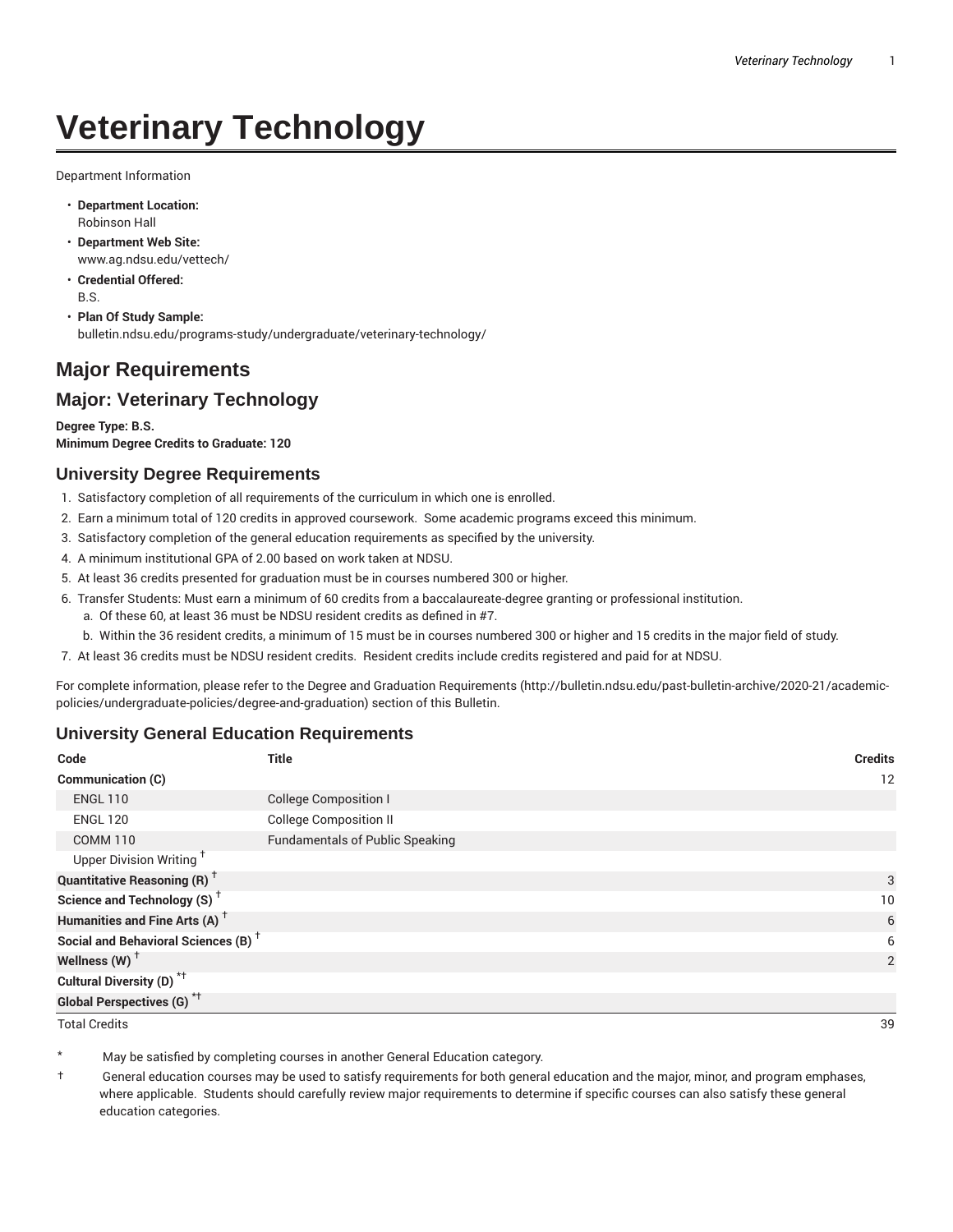# Veterinary Technology

Department Information

- **Department Location:**
  Robinson Hall
- **Department Web Site:**
  www.ag.ndsu.edu/vettech/
- **Credential Offered:**
  B.S.
- **Plan Of Study Sample:**
  bulletin.ndsu.edu/programs-study/undergraduate/veterinary-technology/

## Major Requirements

## Major: Veterinary Technology

**Degree Type: B.S.**
**Minimum Degree Credits to Graduate: 120**

### University Degree Requirements

1. Satisfactory completion of all requirements of the curriculum in which one is enrolled.
2. Earn a minimum total of 120 credits in approved coursework. Some academic programs exceed this minimum.
3. Satisfactory completion of the general education requirements as specified by the university.
4. A minimum institutional GPA of 2.00 based on work taken at NDSU.
5. At least 36 credits presented for graduation must be in courses numbered 300 or higher.
6. Transfer Students: Must earn a minimum of 60 credits from a baccalaureate-degree granting or professional institution.
   a. Of these 60, at least 36 must be NDSU resident credits as defined in #7.
   b. Within the 36 resident credits, a minimum of 15 must be in courses numbered 300 or higher and 15 credits in the major field of study.
7. At least 36 credits must be NDSU resident credits. Resident credits include credits registered and paid for at NDSU.

For complete information, please refer to the Degree and Graduation Requirements (http://bulletin.ndsu.edu/past-bulletin-archive/2020-21/academic-policies/undergraduate-policies/degree-and-graduation) section of this Bulletin.

### University General Education Requirements

| Code | Title | Credits |
|---|---|---|
| **Communication (C)** | | 12 |
| ENGL 110 | College Composition I | |
| ENGL 120 | College Composition II | |
| COMM 110 | Fundamentals of Public Speaking | |
| Upper Division Writing † | | |
| **Quantitative Reasoning (R) †** | | 3 |
| **Science and Technology (S) †** | | 10 |
| **Humanities and Fine Arts (A) †** | | 6 |
| **Social and Behavioral Sciences (B) †** | | 6 |
| **Wellness (W) †** | | 2 |
| **Cultural Diversity (D) *†** | | |
| **Global Perspectives (G) *†** | | |
| Total Credits | | 39 |

\* May be satisfied by completing courses in another General Education category.

† General education courses may be used to satisfy requirements for both general education and the major, minor, and program emphases, where applicable. Students should carefully review major requirements to determine if specific courses can also satisfy these general education categories.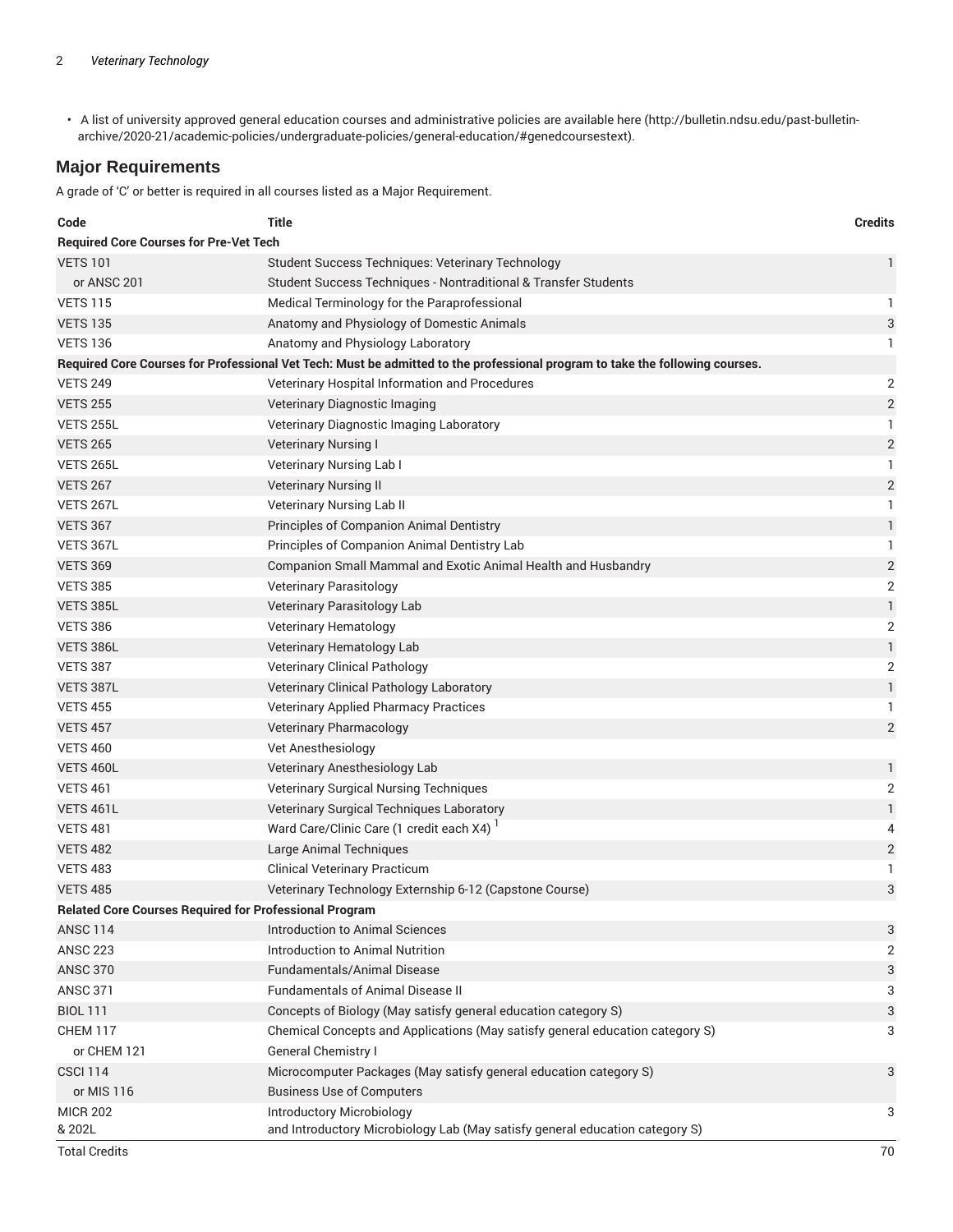- A list of university approved general education courses and administrative policies are available here (http://bulletin.ndsu.edu/past-bulletin-archive/2020-21/academic-policies/undergraduate-policies/general-education/#genedcoursestext).

## Major Requirements

A grade of 'C' or better is required in all courses listed as a Major Requirement.

| Code | Title | Credits |
|---|---|---|
| **Required Core Courses for Pre-Vet Tech** | | |
| VETS 101 | Student Success Techniques: Veterinary Technology | 1 |
| or ANSC 201 | Student Success Techniques - Nontraditional & Transfer Students | |
| VETS 115 | Medical Terminology for the Paraprofessional | 1 |
| VETS 135 | Anatomy and Physiology of Domestic Animals | 3 |
| VETS 136 | Anatomy and Physiology Laboratory | 1 |
| **Required Core Courses for Professional Vet Tech: Must be admitted to the professional program to take the following courses.** | | |
| VETS 249 | Veterinary Hospital Information and Procedures | 2 |
| VETS 255 | Veterinary Diagnostic Imaging | 2 |
| VETS 255L | Veterinary Diagnostic Imaging Laboratory | 1 |
| VETS 265 | Veterinary Nursing I | 2 |
| VETS 265L | Veterinary Nursing Lab I | 1 |
| VETS 267 | Veterinary Nursing II | 2 |
| VETS 267L | Veterinary Nursing Lab II | 1 |
| VETS 367 | Principles of Companion Animal Dentistry | 1 |
| VETS 367L | Principles of Companion Animal Dentistry Lab | 1 |
| VETS 369 | Companion Small Mammal and Exotic Animal Health and Husbandry | 2 |
| VETS 385 | Veterinary Parasitology | 2 |
| VETS 385L | Veterinary Parasitology Lab | 1 |
| VETS 386 | Veterinary Hematology | 2 |
| VETS 386L | Veterinary Hematology Lab | 1 |
| VETS 387 | Veterinary Clinical Pathology | 2 |
| VETS 387L | Veterinary Clinical Pathology Laboratory | 1 |
| VETS 455 | Veterinary Applied Pharmacy Practices | 1 |
| VETS 457 | Veterinary Pharmacology | 2 |
| VETS 460 | Vet Anesthesiology | |
| VETS 460L | Veterinary Anesthesiology Lab | 1 |
| VETS 461 | Veterinary Surgical Nursing Techniques | 2 |
| VETS 461L | Veterinary Surgical Techniques Laboratory | 1 |
| VETS 481 | Ward Care/Clinic Care (1 credit each X4) [1] | 4 |
| VETS 482 | Large Animal Techniques | 2 |
| VETS 483 | Clinical Veterinary Practicum | 1 |
| VETS 485 | Veterinary Technology Externship 6-12 (Capstone Course) | 3 |
| **Related Core Courses Required for Professional Program** | | |
| ANSC 114 | Introduction to Animal Sciences | 3 |
| ANSC 223 | Introduction to Animal Nutrition | 2 |
| ANSC 370 | Fundamentals/Animal Disease | 3 |
| ANSC 371 | Fundamentals of Animal Disease II | 3 |
| BIOL 111 | Concepts of Biology (May satisfy general education category S) | 3 |
| CHEM 117 | Chemical Concepts and Applications (May satisfy general education category S) | 3 |
| or CHEM 121 | General Chemistry I | |
| CSCI 114 | Microcomputer Packages (May satisfy general education category S) | 3 |
| or MIS 116 | Business Use of Computers | |
| MICR 202 & 202L | Introductory Microbiology and Introductory Microbiology Lab (May satisfy general education category S) | 3 |
| Total Credits | | 70 |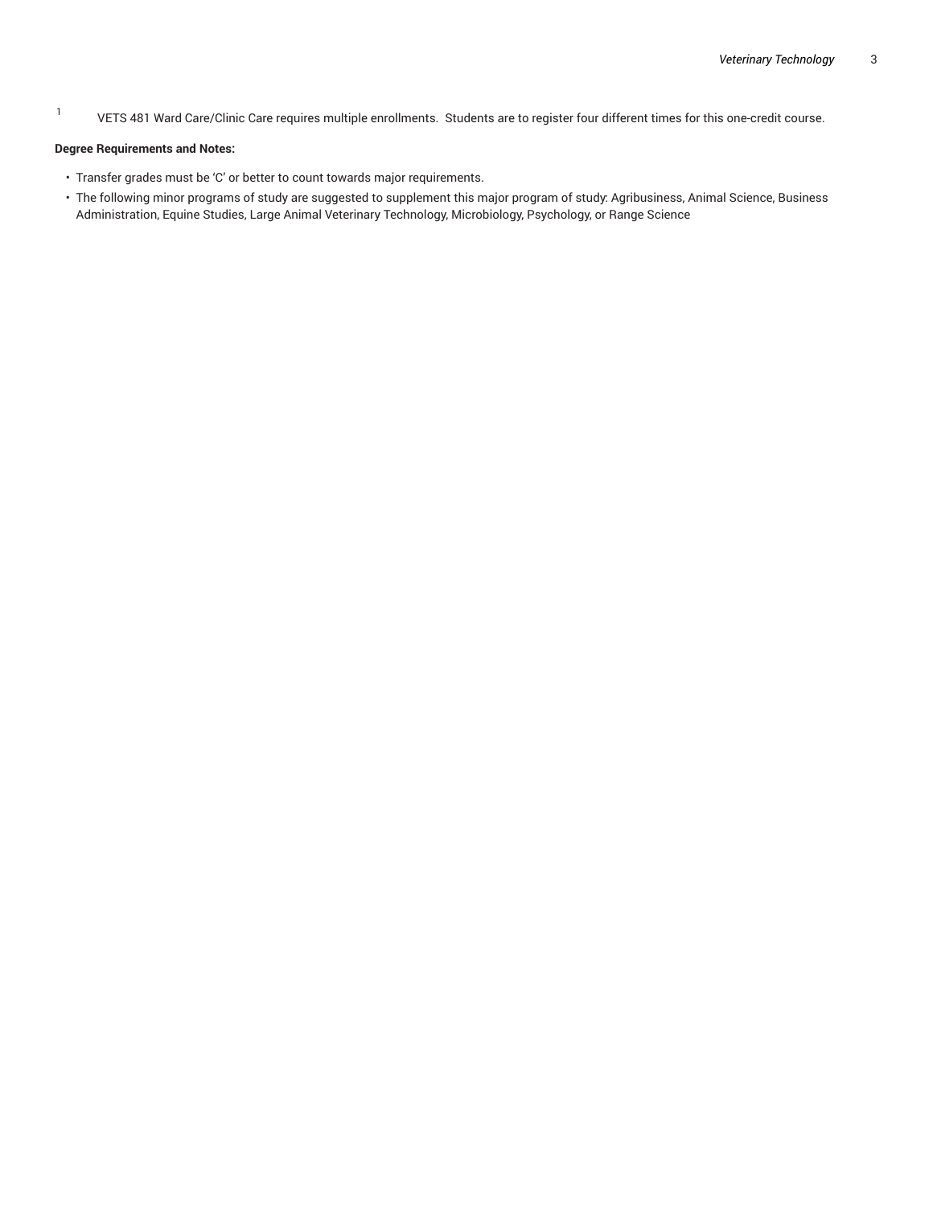[1] VETS 481 Ward Care/Clinic Care requires multiple enrollments. Students are to register four different times for this one-credit course.

**Degree Requirements and Notes:**

- Transfer grades must be 'C' or better to count towards major requirements.
- The following minor programs of study are suggested to supplement this major program of study: Agribusiness, Animal Science, Business Administration, Equine Studies, Large Animal Veterinary Technology, Microbiology, Psychology, or Range Science